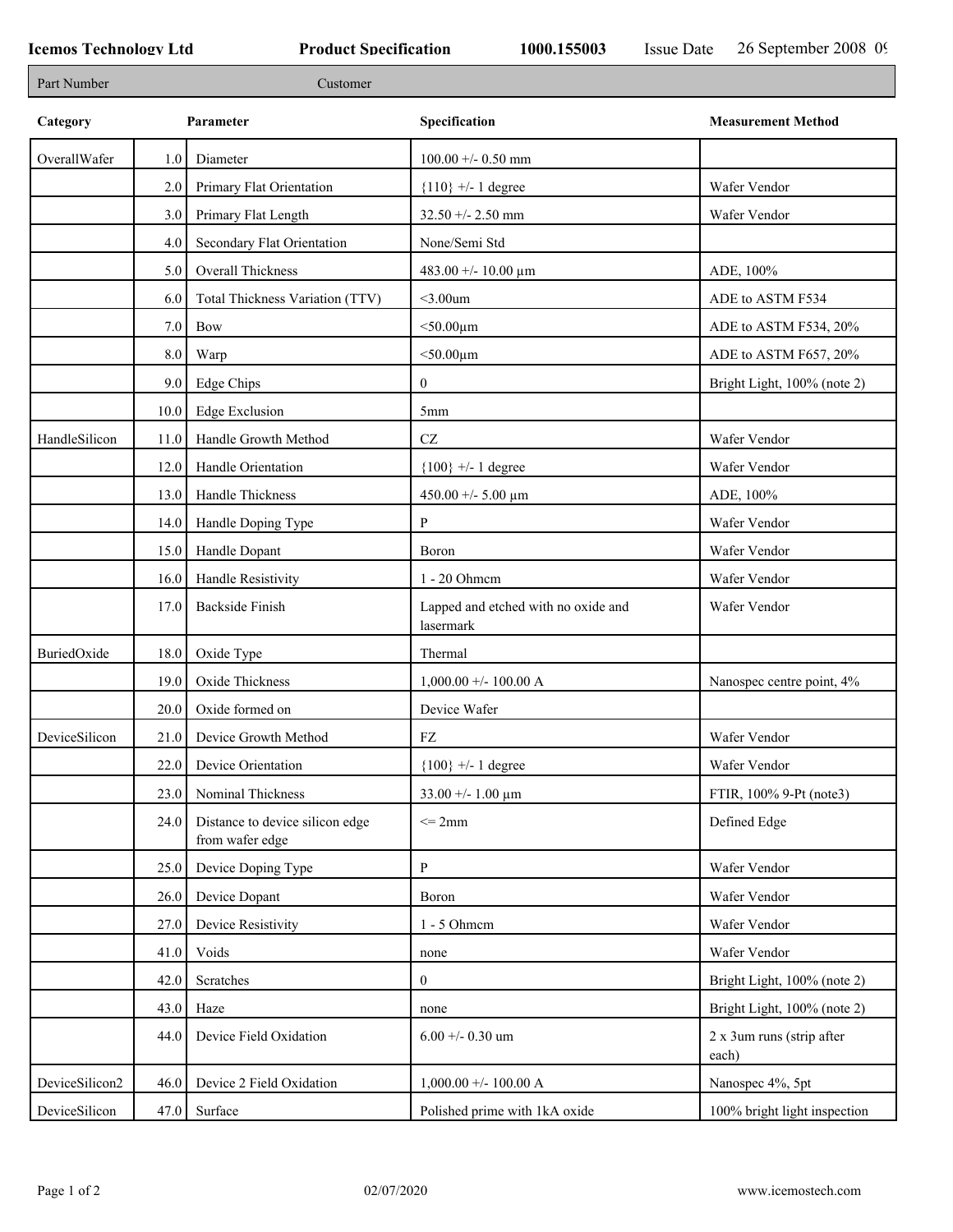**Icemos Technology Ltd** **Product Specification** **1000.155003** Issue Date 26 September 2008 0

| Part Number | Customer |
|---|---|

| Category | | Parameter | Specification | Measurement Method |
|---|---|---|---|---|
| OverallWafer | 1.0 | Diameter | 100.00 +/- 0.50 mm | |
| | 2.0 | Primary Flat Orientation | {110} +/- 1 degree | Wafer Vendor |
| | 3.0 | Primary Flat Length | 32.50 +/- 2.50 mm | Wafer Vendor |
| | 4.0 | Secondary Flat Orientation | None/Semi Std | |
| | 5.0 | Overall Thickness | 483.00 +/- 10.00 µm | ADE, 100% |
| | 6.0 | Total Thickness Variation (TTV) | <3.00um | ADE to ASTM F534 |
| | 7.0 | Bow | <50.00µm | ADE to ASTM F534, 20% |
| | 8.0 | Warp | <50.00µm | ADE to ASTM F657, 20% |
| | 9.0 | Edge Chips | 0 | Bright Light, 100% (note 2) |
| | 10.0 | Edge Exclusion | 5mm | |
| HandleSilicon | 11.0 | Handle Growth Method | CZ | Wafer Vendor |
| | 12.0 | Handle Orientation | {100} +/- 1 degree | Wafer Vendor |
| | 13.0 | Handle Thickness | 450.00 +/- 5.00 µm | ADE, 100% |
| | 14.0 | Handle Doping Type | P | Wafer Vendor |
| | 15.0 | Handle Dopant | Boron | Wafer Vendor |
| | 16.0 | Handle Resistivity | 1 - 20 Ohmcm | Wafer Vendor |
| | 17.0 | Backside Finish | Lapped and etched with no oxide and lasermark | Wafer Vendor |
| BuriedOxide | 18.0 | Oxide Type | Thermal | |
| | 19.0 | Oxide Thickness | 1,000.00 +/- 100.00 A | Nanospec centre point, 4% |
| | 20.0 | Oxide formed on | Device Wafer | |
| DeviceSilicon | 21.0 | Device Growth Method | FZ | Wafer Vendor |
| | 22.0 | Device Orientation | {100} +/- 1 degree | Wafer Vendor |
| | 23.0 | Nominal Thickness | 33.00 +/- 1.00 µm | FTIR, 100% 9-Pt (note3) |
| | 24.0 | Distance to device silicon edge from wafer edge | <= 2mm | Defined Edge |
| | 25.0 | Device Doping Type | P | Wafer Vendor |
| | 26.0 | Device Dopant | Boron | Wafer Vendor |
| | 27.0 | Device Resistivity | 1 - 5 Ohmcm | Wafer Vendor |
| | 41.0 | Voids | none | Wafer Vendor |
| | 42.0 | Scratches | 0 | Bright Light, 100% (note 2) |
| | 43.0 | Haze | none | Bright Light, 100% (note 2) |
| | 44.0 | Device Field Oxidation | 6.00 +/- 0.30 um | 2 x 3um runs (strip after each) |
| DeviceSilicon2 | 46.0 | Device 2 Field Oxidation | 1,000.00 +/- 100.00 A | Nanospec 4%, 5pt |
| DeviceSilicon | 47.0 | Surface | Polished prime with 1kA oxide | 100% bright light inspection |

02/07/2020 www.icemostech.com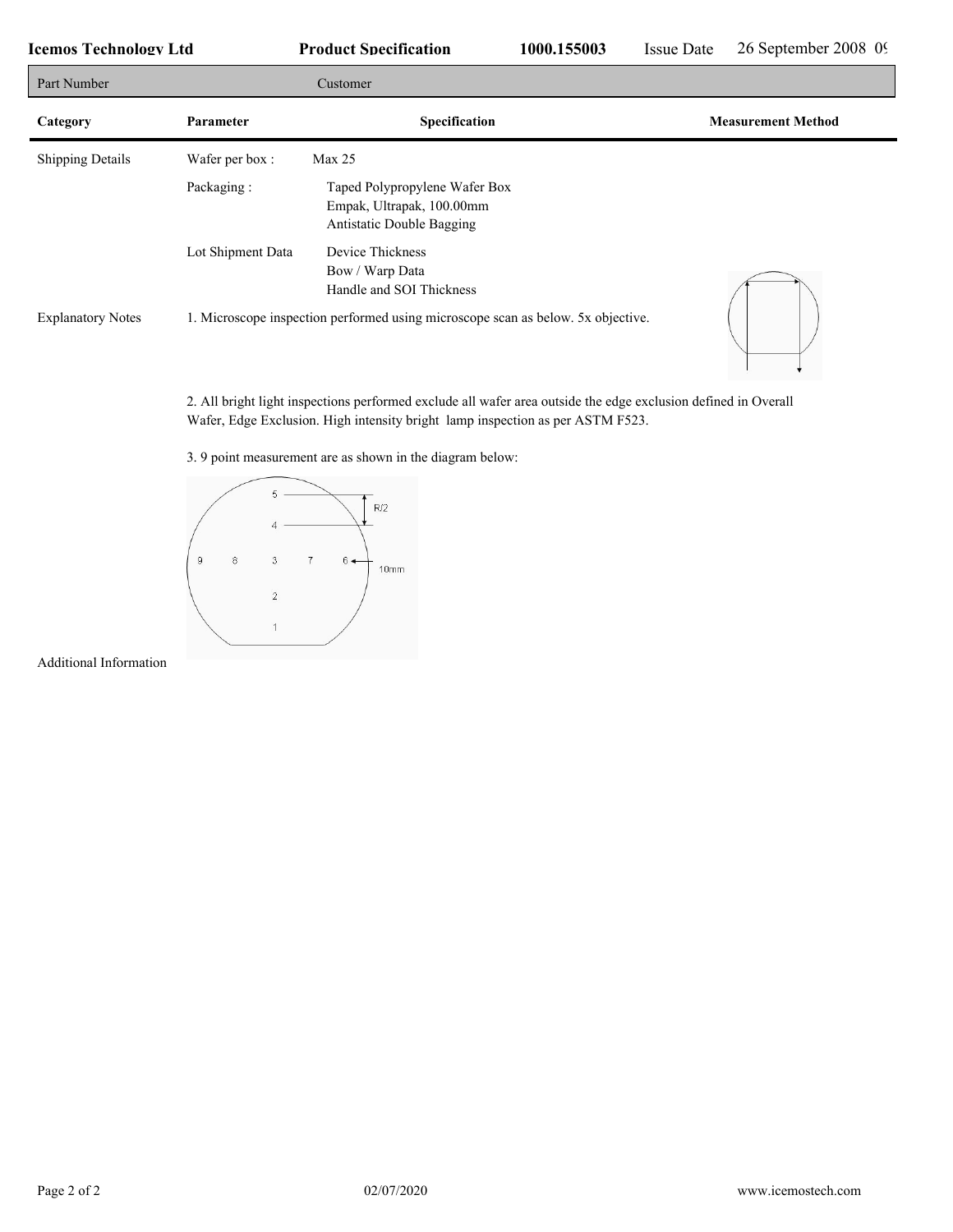| Part Number | Customer | | |
|---|---|---|---|
| **Category** | **Parameter** | **Specification** | **Measurement Method** |
| Shipping Details | Wafer per box : | Max 25 | |
| | Packaging : | Taped Polypropylene Wafer Box<br>Empak, Ultrapak, 100.00mm<br>Antistatic Double Bagging | |
| | Lot Shipment Data | Device Thickness<br>Bow / Warp Data<br>Handle and SOI Thickness | |

Explanatory Notes

1. Microscope inspection performed using microscope scan as below. 5x objective.

2. All bright light inspections performed exclude all wafer area outside the edge exclusion defined in Overall Wafer, Edge Exclusion. High intensity bright lamp inspection as per ASTM F523.

3. 9 point measurement are as shown in the diagram below:

5
4
R/2
9 8 3 7 6
10mm
2
1

Additional Information